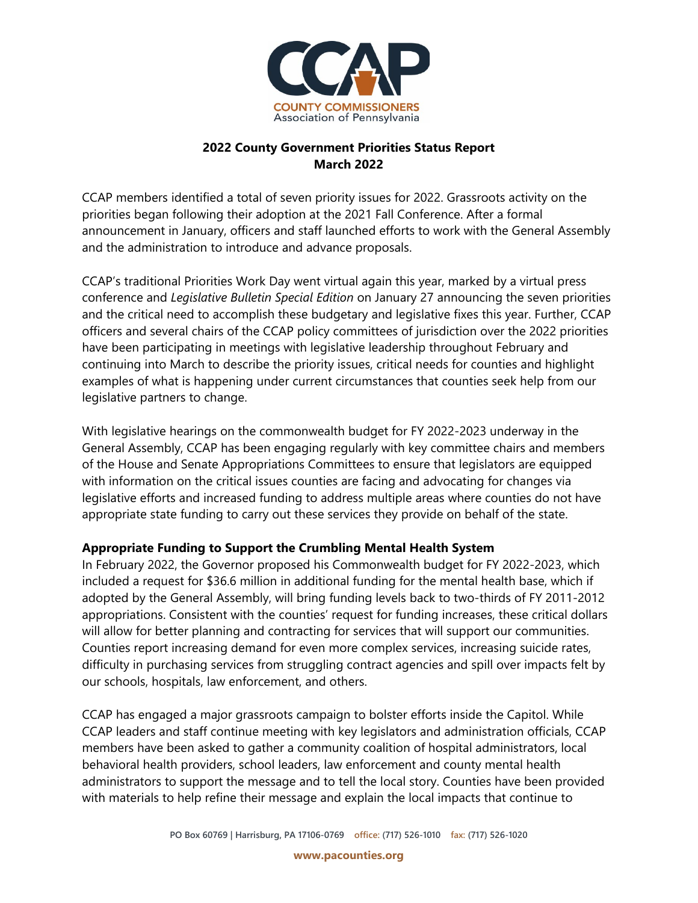**2022 County Government Priorities Status Report**
**March 2022**

CCAP members identified a total of seven priority issues for 2022. Grassroots activity on the priorities began following their adoption at the 2021 Fall Conference. After a formal announcement in January, officers and staff launched efforts to work with the General Assembly and the administration to introduce and advance proposals.

CCAP's traditional Priorities Work Day went virtual again this year, marked by a virtual press conference and *Legislative Bulletin Special Edition* on January 27 announcing the seven priorities and the critical need to accomplish these budgetary and legislative fixes this year. Further, CCAP officers and several chairs of the CCAP policy committees of jurisdiction over the 2022 priorities have been participating in meetings with legislative leadership throughout February and continuing into March to describe the priority issues, critical needs for counties and highlight examples of what is happening under current circumstances that counties seek help from our legislative partners to change.

With legislative hearings on the commonwealth budget for FY 2022-2023 underway in the General Assembly, CCAP has been engaging regularly with key committee chairs and members of the House and Senate Appropriations Committees to ensure that legislators are equipped with information on the critical issues counties are facing and advocating for changes via legislative efforts and increased funding to address multiple areas where counties do not have appropriate state funding to carry out these services they provide on behalf of the state.

**Appropriate Funding to Support the Crumbling Mental Health System**

In February 2022, the Governor proposed his Commonwealth budget for FY 2022-2023, which included a request for $36.6 million in additional funding for the mental health base, which if adopted by the General Assembly, will bring funding levels back to two-thirds of FY 2011-2012 appropriations. Consistent with the counties' request for funding increases, these critical dollars will allow for better planning and contracting for services that will support our communities. Counties report increasing demand for even more complex services, increasing suicide rates, difficulty in purchasing services from struggling contract agencies and spill over impacts felt by our schools, hospitals, law enforcement, and others.

CCAP has engaged a major grassroots campaign to bolster efforts inside the Capitol. While CCAP leaders and staff continue meeting with key legislators and administration officials, CCAP members have been asked to gather a community coalition of hospital administrators, local behavioral health providers, school leaders, law enforcement and county mental health administrators to support the message and to tell the local story. Counties have been provided with materials to help refine their message and explain the local impacts that continue to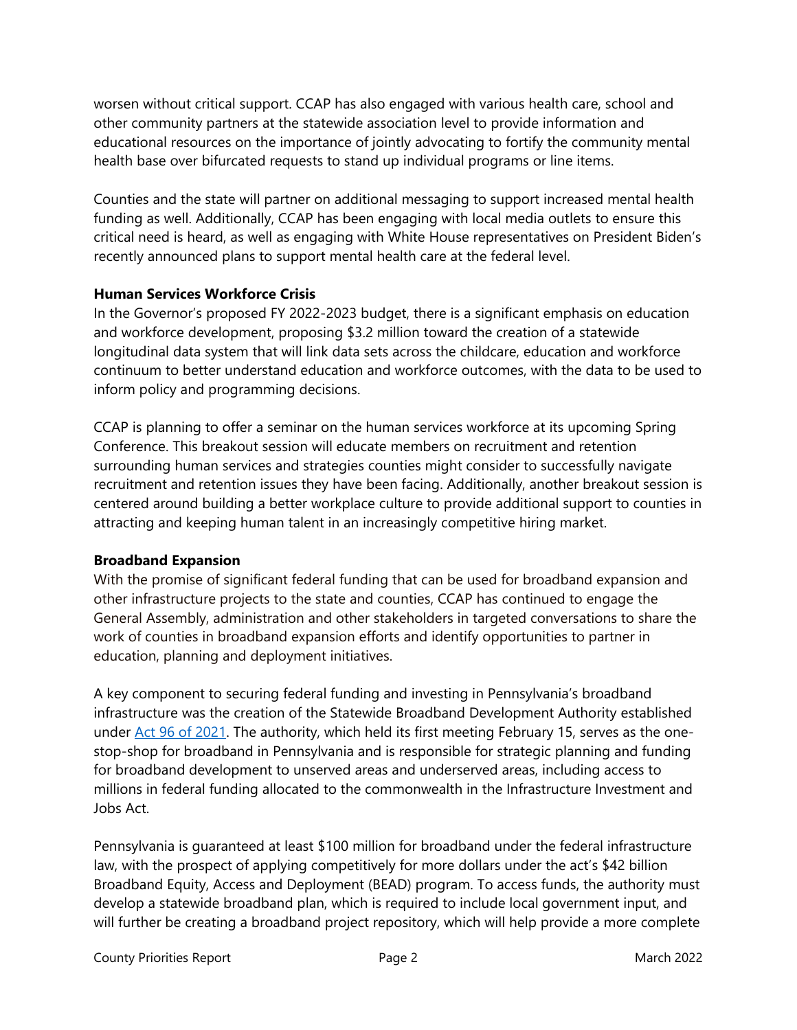worsen without critical support. CCAP has also engaged with various health care, school and other community partners at the statewide association level to provide information and educational resources on the importance of jointly advocating to fortify the community mental health base over bifurcated requests to stand up individual programs or line items.

Counties and the state will partner on additional messaging to support increased mental health funding as well. Additionally, CCAP has been engaging with local media outlets to ensure this critical need is heard, as well as engaging with White House representatives on President Biden's recently announced plans to support mental health care at the federal level.

**Human Services Workforce Crisis**

In the Governor's proposed FY 2022-2023 budget, there is a significant emphasis on education and workforce development, proposing $3.2 million toward the creation of a statewide longitudinal data system that will link data sets across the childcare, education and workforce continuum to better understand education and workforce outcomes, with the data to be used to inform policy and programming decisions.

CCAP is planning to offer a seminar on the human services workforce at its upcoming Spring Conference. This breakout session will educate members on recruitment and retention surrounding human services and strategies counties might consider to successfully navigate recruitment and retention issues they have been facing. Additionally, another breakout session is centered around building a better workplace culture to provide additional support to counties in attracting and keeping human talent in an increasingly competitive hiring market.

**Broadband Expansion**

With the promise of significant federal funding that can be used for broadband expansion and other infrastructure projects to the state and counties, CCAP has continued to engage the General Assembly, administration and other stakeholders in targeted conversations to share the work of counties in broadband expansion efforts and identify opportunities to partner in education, planning and deployment initiatives.

A key component to securing federal funding and investing in Pennsylvania's broadband infrastructure was the creation of the Statewide Broadband Development Authority established under Act 96 of 2021. The authority, which held its first meeting February 15, serves as the one-stop-shop for broadband in Pennsylvania and is responsible for strategic planning and funding for broadband development to unserved areas and underserved areas, including access to millions in federal funding allocated to the commonwealth in the Infrastructure Investment and Jobs Act.

Pennsylvania is guaranteed at least $100 million for broadband under the federal infrastructure law, with the prospect of applying competitively for more dollars under the act's $42 billion Broadband Equity, Access and Deployment (BEAD) program. To access funds, the authority must develop a statewide broadband plan, which is required to include local government input, and will further be creating a broadband project repository, which will help provide a more complete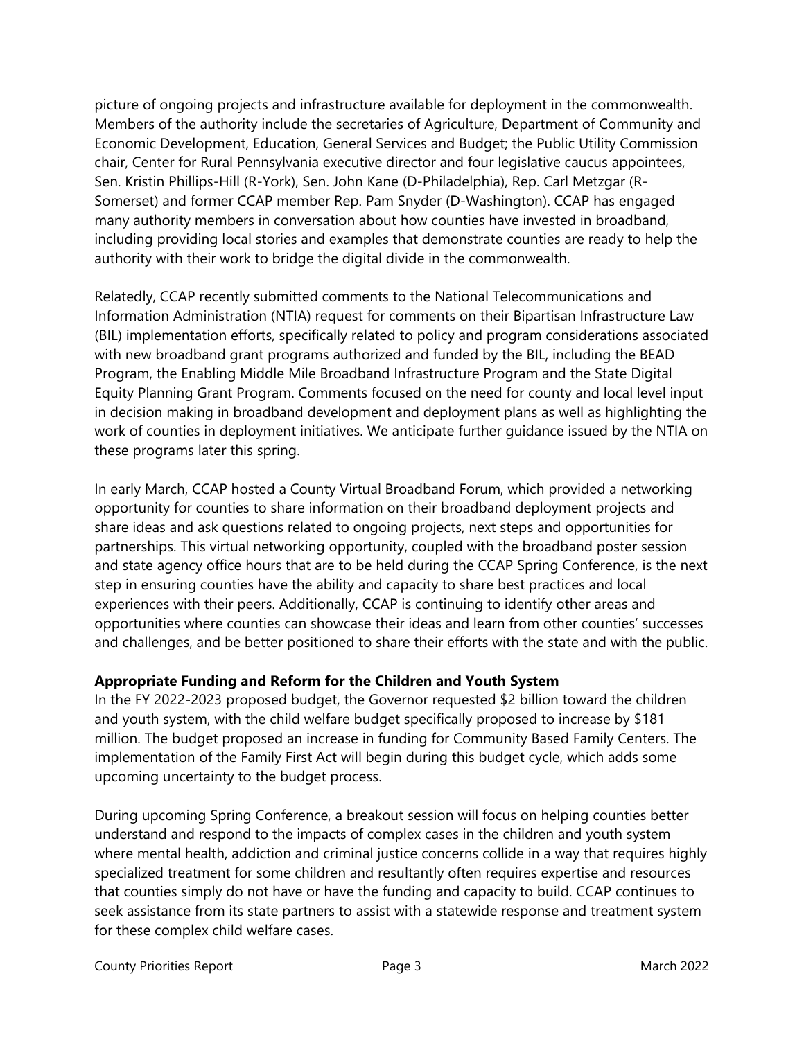picture of ongoing projects and infrastructure available for deployment in the commonwealth. Members of the authority include the secretaries of Agriculture, Department of Community and Economic Development, Education, General Services and Budget; the Public Utility Commission chair, Center for Rural Pennsylvania executive director and four legislative caucus appointees, Sen. Kristin Phillips-Hill (R-York), Sen. John Kane (D-Philadelphia), Rep. Carl Metzgar (R-Somerset) and former CCAP member Rep. Pam Snyder (D-Washington). CCAP has engaged many authority members in conversation about how counties have invested in broadband, including providing local stories and examples that demonstrate counties are ready to help the authority with their work to bridge the digital divide in the commonwealth.

Relatedly, CCAP recently submitted comments to the National Telecommunications and Information Administration (NTIA) request for comments on their Bipartisan Infrastructure Law (BIL) implementation efforts, specifically related to policy and program considerations associated with new broadband grant programs authorized and funded by the BIL, including the BEAD Program, the Enabling Middle Mile Broadband Infrastructure Program and the State Digital Equity Planning Grant Program. Comments focused on the need for county and local level input in decision making in broadband development and deployment plans as well as highlighting the work of counties in deployment initiatives. We anticipate further guidance issued by the NTIA on these programs later this spring.

In early March, CCAP hosted a County Virtual Broadband Forum, which provided a networking opportunity for counties to share information on their broadband deployment projects and share ideas and ask questions related to ongoing projects, next steps and opportunities for partnerships. This virtual networking opportunity, coupled with the broadband poster session and state agency office hours that are to be held during the CCAP Spring Conference, is the next step in ensuring counties have the ability and capacity to share best practices and local experiences with their peers. Additionally, CCAP is continuing to identify other areas and opportunities where counties can showcase their ideas and learn from other counties' successes and challenges, and be better positioned to share their efforts with the state and with the public.

**Appropriate Funding and Reform for the Children and Youth System**

In the FY 2022-2023 proposed budget, the Governor requested $2 billion toward the children and youth system, with the child welfare budget specifically proposed to increase by $181 million. The budget proposed an increase in funding for Community Based Family Centers. The implementation of the Family First Act will begin during this budget cycle, which adds some upcoming uncertainty to the budget process.

During upcoming Spring Conference, a breakout session will focus on helping counties better understand and respond to the impacts of complex cases in the children and youth system where mental health, addiction and criminal justice concerns collide in a way that requires highly specialized treatment for some children and resultantly often requires expertise and resources that counties simply do not have or have the funding and capacity to build. CCAP continues to seek assistance from its state partners to assist with a statewide response and treatment system for these complex child welfare cases.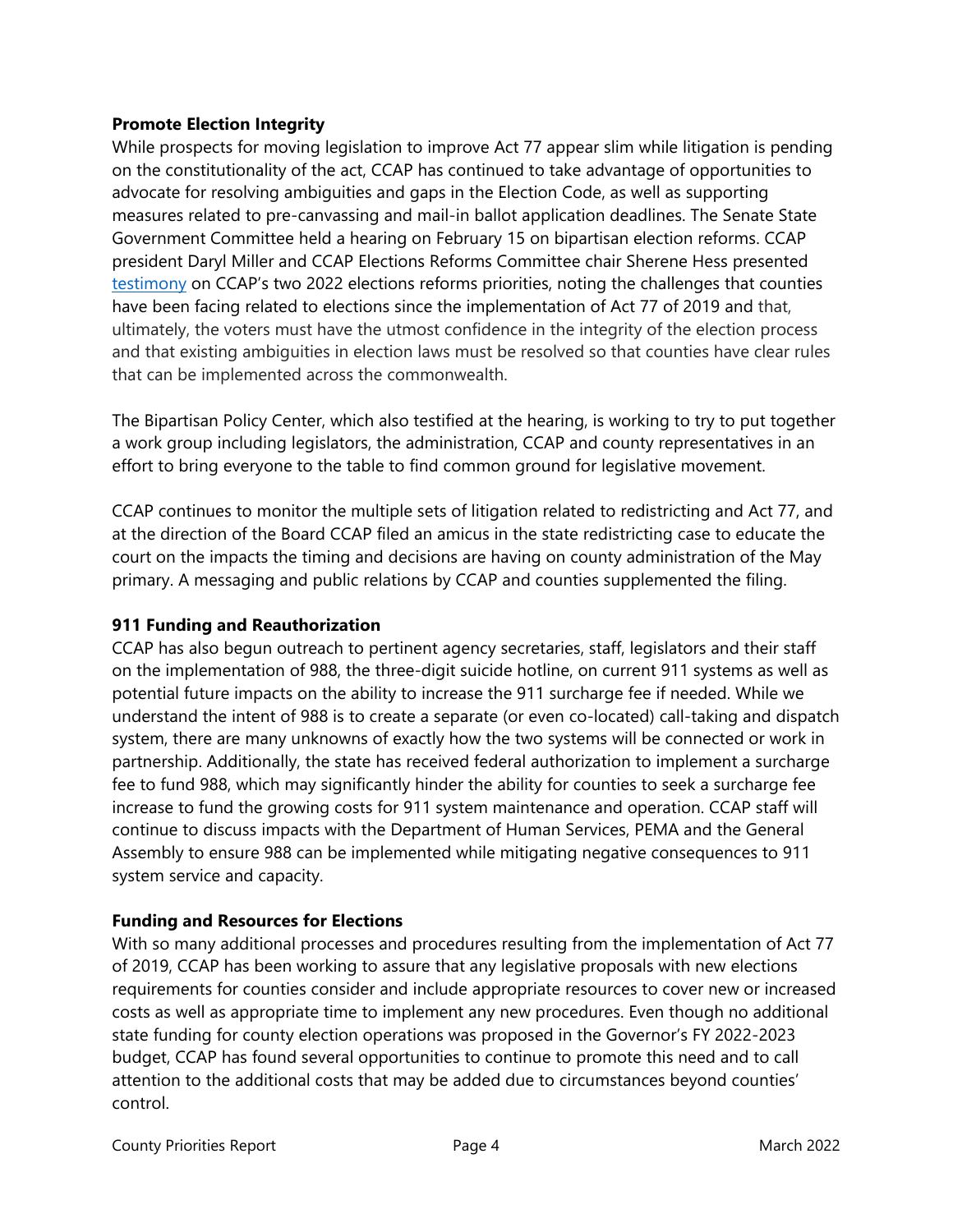**Promote Election Integrity**

While prospects for moving legislation to improve Act 77 appear slim while litigation is pending on the constitutionality of the act, CCAP has continued to take advantage of opportunities to advocate for resolving ambiguities and gaps in the Election Code, as well as supporting measures related to pre-canvassing and mail-in ballot application deadlines. The Senate State Government Committee held a hearing on February 15 on bipartisan election reforms. CCAP president Daryl Miller and CCAP Elections Reforms Committee chair Sherene Hess presented testimony on CCAP's two 2022 elections reforms priorities, noting the challenges that counties have been facing related to elections since the implementation of Act 77 of 2019 and that, ultimately, the voters must have the utmost confidence in the integrity of the election process and that existing ambiguities in election laws must be resolved so that counties have clear rules that can be implemented across the commonwealth.

The Bipartisan Policy Center, which also testified at the hearing, is working to try to put together a work group including legislators, the administration, CCAP and county representatives in an effort to bring everyone to the table to find common ground for legislative movement.

CCAP continues to monitor the multiple sets of litigation related to redistricting and Act 77, and at the direction of the Board CCAP filed an amicus in the state redistricting case to educate the court on the impacts the timing and decisions are having on county administration of the May primary. A messaging and public relations by CCAP and counties supplemented the filing.

**911 Funding and Reauthorization**

CCAP has also begun outreach to pertinent agency secretaries, staff, legislators and their staff on the implementation of 988, the three-digit suicide hotline, on current 911 systems as well as potential future impacts on the ability to increase the 911 surcharge fee if needed. While we understand the intent of 988 is to create a separate (or even co-located) call-taking and dispatch system, there are many unknowns of exactly how the two systems will be connected or work in partnership. Additionally, the state has received federal authorization to implement a surcharge fee to fund 988, which may significantly hinder the ability for counties to seek a surcharge fee increase to fund the growing costs for 911 system maintenance and operation. CCAP staff will continue to discuss impacts with the Department of Human Services, PEMA and the General Assembly to ensure 988 can be implemented while mitigating negative consequences to 911 system service and capacity.

**Funding and Resources for Elections**

With so many additional processes and procedures resulting from the implementation of Act 77 of 2019, CCAP has been working to assure that any legislative proposals with new elections requirements for counties consider and include appropriate resources to cover new or increased costs as well as appropriate time to implement any new procedures. Even though no additional state funding for county election operations was proposed in the Governor's FY 2022-2023 budget, CCAP has found several opportunities to continue to promote this need and to call attention to the additional costs that may be added due to circumstances beyond counties' control.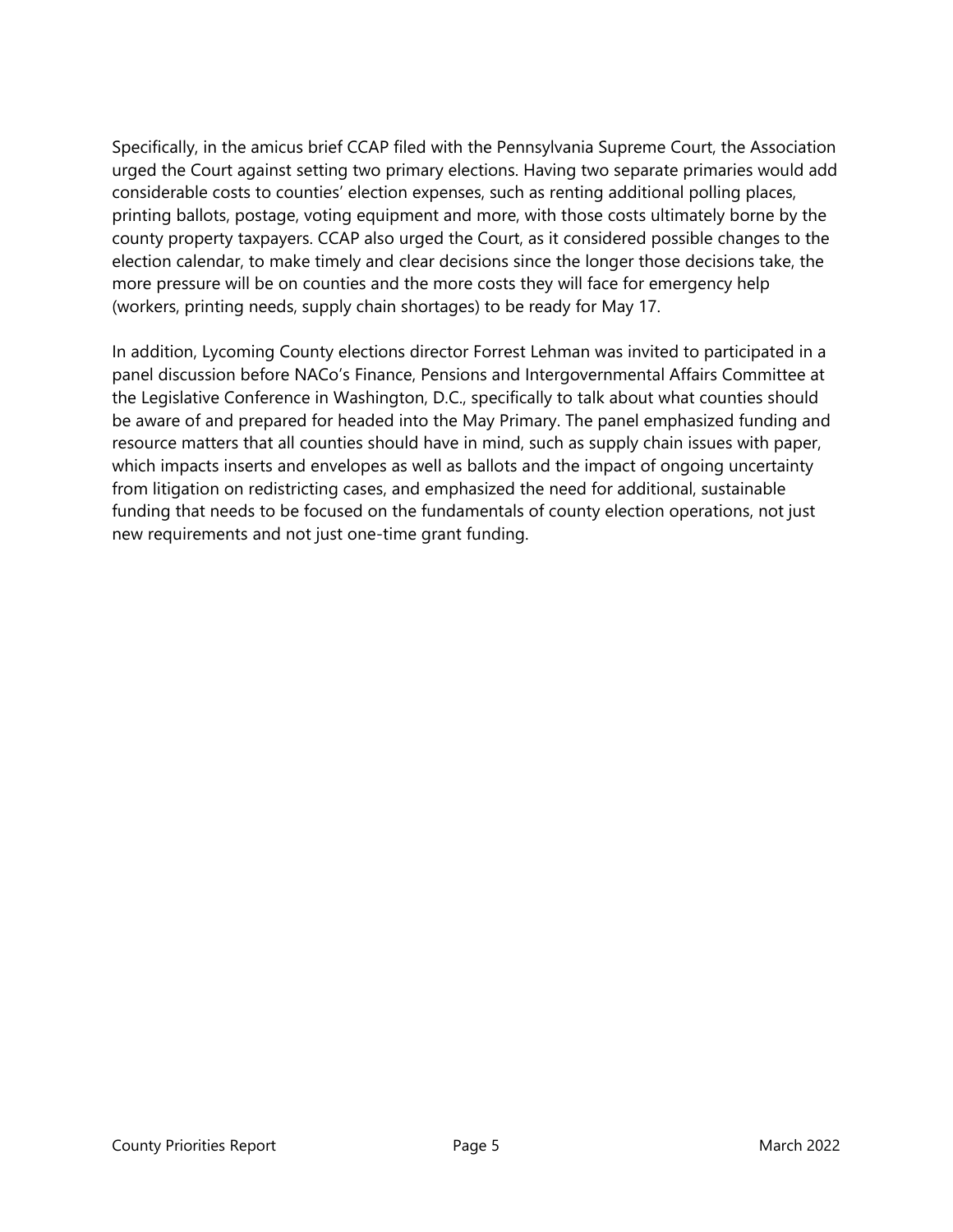Specifically, in the amicus brief CCAP filed with the Pennsylvania Supreme Court, the Association urged the Court against setting two primary elections. Having two separate primaries would add considerable costs to counties' election expenses, such as renting additional polling places, printing ballots, postage, voting equipment and more, with those costs ultimately borne by the county property taxpayers. CCAP also urged the Court, as it considered possible changes to the election calendar, to make timely and clear decisions since the longer those decisions take, the more pressure will be on counties and the more costs they will face for emergency help (workers, printing needs, supply chain shortages) to be ready for May 17.

In addition, Lycoming County elections director Forrest Lehman was invited to participated in a panel discussion before NACo's Finance, Pensions and Intergovernmental Affairs Committee at the Legislative Conference in Washington, D.C., specifically to talk about what counties should be aware of and prepared for headed into the May Primary. The panel emphasized funding and resource matters that all counties should have in mind, such as supply chain issues with paper, which impacts inserts and envelopes as well as ballots and the impact of ongoing uncertainty from litigation on redistricting cases, and emphasized the need for additional, sustainable funding that needs to be focused on the fundamentals of county election operations, not just new requirements and not just one-time grant funding.